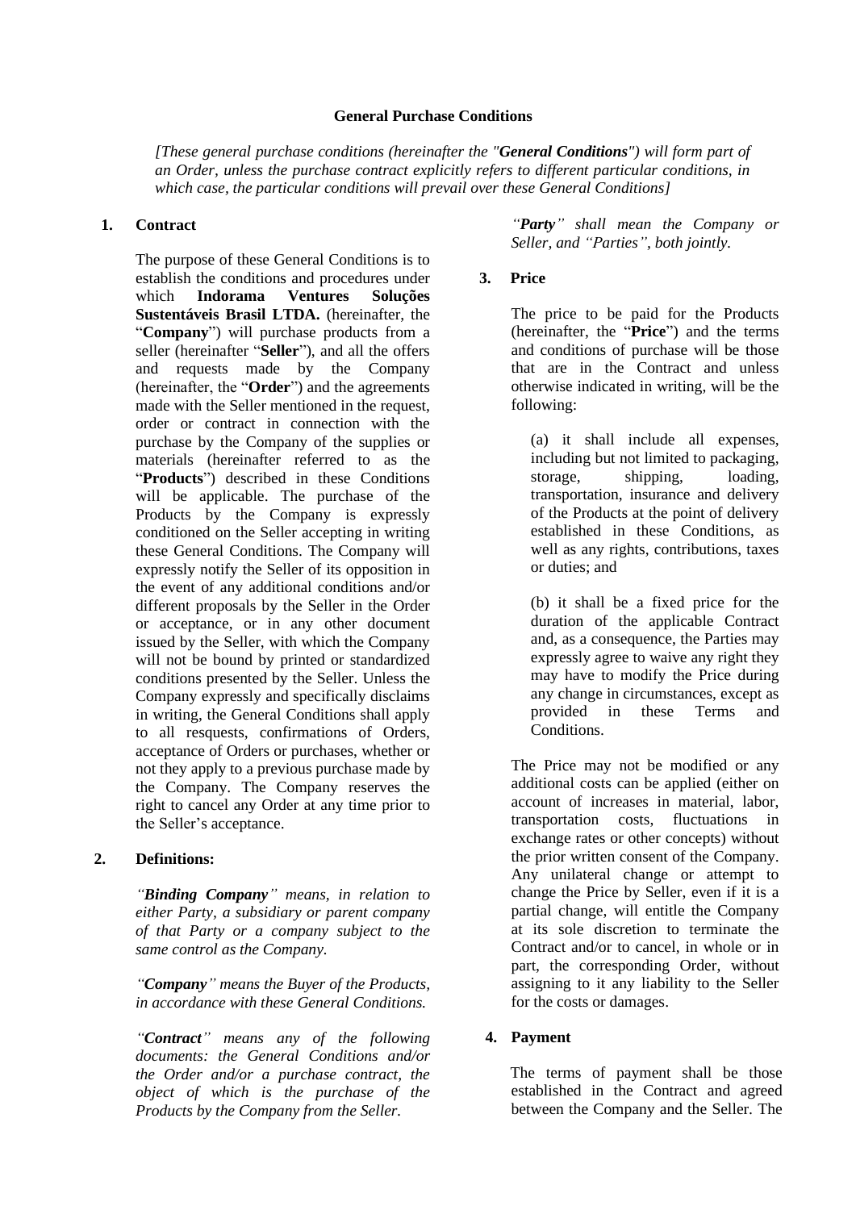# General Purchase Conditions

*[These general purchase conditions (hereinafter the "**General Conditions**") will form part of an Order, unless the purchase contract explicitly refers to different particular conditions, in which case, the particular conditions will prevail over these General Conditions]*

## 1. Contract

The purpose of these General Conditions is to establish the conditions and procedures under which **Indorama Ventures Soluções Sustentáveis Brasil LTDA.** (hereinafter, the "**Company**") will purchase products from a seller (hereinafter "**Seller**"), and all the offers and requests made by the Company (hereinafter, the "**Order**") and the agreements made with the Seller mentioned in the request, order or contract in connection with the purchase by the Company of the supplies or materials (hereinafter referred to as the "**Products**") described in these Conditions will be applicable. The purchase of the Products by the Company is expressly conditioned on the Seller accepting in writing these General Conditions. The Company will expressly notify the Seller of its opposition in the event of any additional conditions and/or different proposals by the Seller in the Order or acceptance, or in any other document issued by the Seller, with which the Company will not be bound by printed or standardized conditions presented by the Seller. Unless the Company expressly and specifically disclaims in writing, the General Conditions shall apply to all resquests, confirmations of Orders, acceptance of Orders or purchases, whether or not they apply to a previous purchase made by the Company. The Company reserves the right to cancel any Order at any time prior to the Seller's acceptance.

## 2. Definitions:

*"**Binding Company**" means, in relation to either Party, a subsidiary or parent company of that Party or a company subject to the same control as the Company.*

*"**Company**" means the Buyer of the Products, in accordance with these General Conditions.*

*"**Contract**" means any of the following documents: the General Conditions and/or the Order and/or a purchase contract, the object of which is the purchase of the Products by the Company from the Seller.*

*"**Party**" shall mean the Company or Seller, and "Parties", both jointly.*

## 3. Price

The price to be paid for the Products (hereinafter, the "**Price**") and the terms and conditions of purchase will be those that are in the Contract and unless otherwise indicated in writing, will be the following:

(a) it shall include all expenses, including but not limited to packaging, storage, shipping, loading, transportation, insurance and delivery of the Products at the point of delivery established in these Conditions, as well as any rights, contributions, taxes or duties; and

(b) it shall be a fixed price for the duration of the applicable Contract and, as a consequence, the Parties may expressly agree to waive any right they may have to modify the Price during any change in circumstances, except as provided in these Terms and Conditions.

The Price may not be modified or any additional costs can be applied (either on account of increases in material, labor, transportation costs, fluctuations in exchange rates or other concepts) without the prior written consent of the Company. Any unilateral change or attempt to change the Price by Seller, even if it is a partial change, will entitle the Company at its sole discretion to terminate the Contract and/or to cancel, in whole or in part, the corresponding Order, without assigning to it any liability to the Seller for the costs or damages.

## 4. Payment

The terms of payment shall be those established in the Contract and agreed between the Company and the Seller. The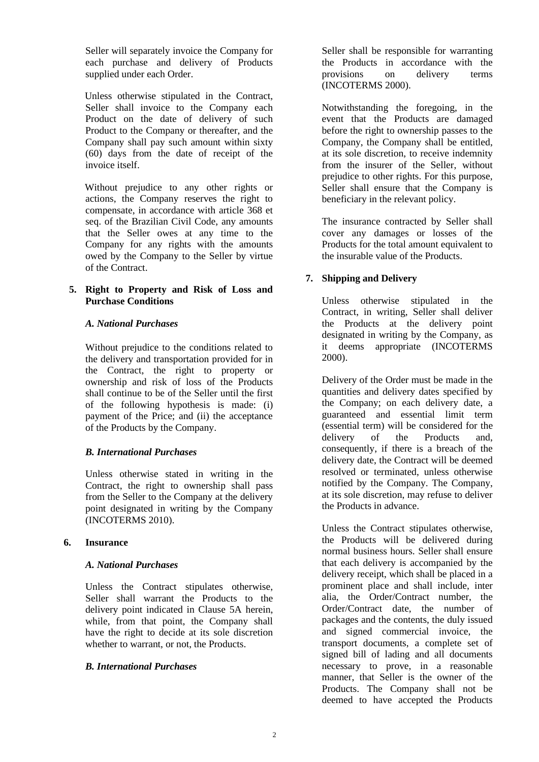Seller will separately invoice the Company for each purchase and delivery of Products supplied under each Order.

Unless otherwise stipulated in the Contract, Seller shall invoice to the Company each Product on the date of delivery of such Product to the Company or thereafter, and the Company shall pay such amount within sixty (60) days from the date of receipt of the invoice itself.

Without prejudice to any other rights or actions, the Company reserves the right to compensate, in accordance with article 368 et seq. of the Brazilian Civil Code, any amounts that the Seller owes at any time to the Company for any rights with the amounts owed by the Company to the Seller by virtue of the Contract.

**5. Right to Property and Risk of Loss and Purchase Conditions**

***A. National Purchases***

Without prejudice to the conditions related to the delivery and transportation provided for in the Contract, the right to property or ownership and risk of loss of the Products shall continue to be of the Seller until the first of the following hypothesis is made: (i) payment of the Price; and (ii) the acceptance of the Products by the Company.

***B. International Purchases***

Unless otherwise stated in writing in the Contract, the right to ownership shall pass from the Seller to the Company at the delivery point designated in writing by the Company (INCOTERMS 2010).

**6. Insurance**

***A. National Purchases***

Unless the Contract stipulates otherwise, Seller shall warrant the Products to the delivery point indicated in Clause 5A herein, while, from that point, the Company shall have the right to decide at its sole discretion whether to warrant, or not, the Products.

***B. International Purchases***

Seller shall be responsible for warranting the Products in accordance with the provisions on delivery terms (INCOTERMS 2000).

Notwithstanding the foregoing, in the event that the Products are damaged before the right to ownership passes to the Company, the Company shall be entitled, at its sole discretion, to receive indemnity from the insurer of the Seller, without prejudice to other rights. For this purpose, Seller shall ensure that the Company is beneficiary in the relevant policy.

The insurance contracted by Seller shall cover any damages or losses of the Products for the total amount equivalent to the insurable value of the Products.

**7. Shipping and Delivery**

Unless otherwise stipulated in the Contract, in writing, Seller shall deliver the Products at the delivery point designated in writing by the Company, as it deems appropriate (INCOTERMS 2000).

Delivery of the Order must be made in the quantities and delivery dates specified by the Company; on each delivery date, a guaranteed and essential limit term (essential term) will be considered for the delivery of the Products and, consequently, if there is a breach of the delivery date, the Contract will be deemed resolved or terminated, unless otherwise notified by the Company. The Company, at its sole discretion, may refuse to deliver the Products in advance.

Unless the Contract stipulates otherwise, the Products will be delivered during normal business hours. Seller shall ensure that each delivery is accompanied by the delivery receipt, which shall be placed in a prominent place and shall include, inter alia, the Order/Contract number, the Order/Contract date, the number of packages and the contents, the duly issued and signed commercial invoice, the transport documents, a complete set of signed bill of lading and all documents necessary to prove, in a reasonable manner, that Seller is the owner of the Products. The Company shall not be deemed to have accepted the Products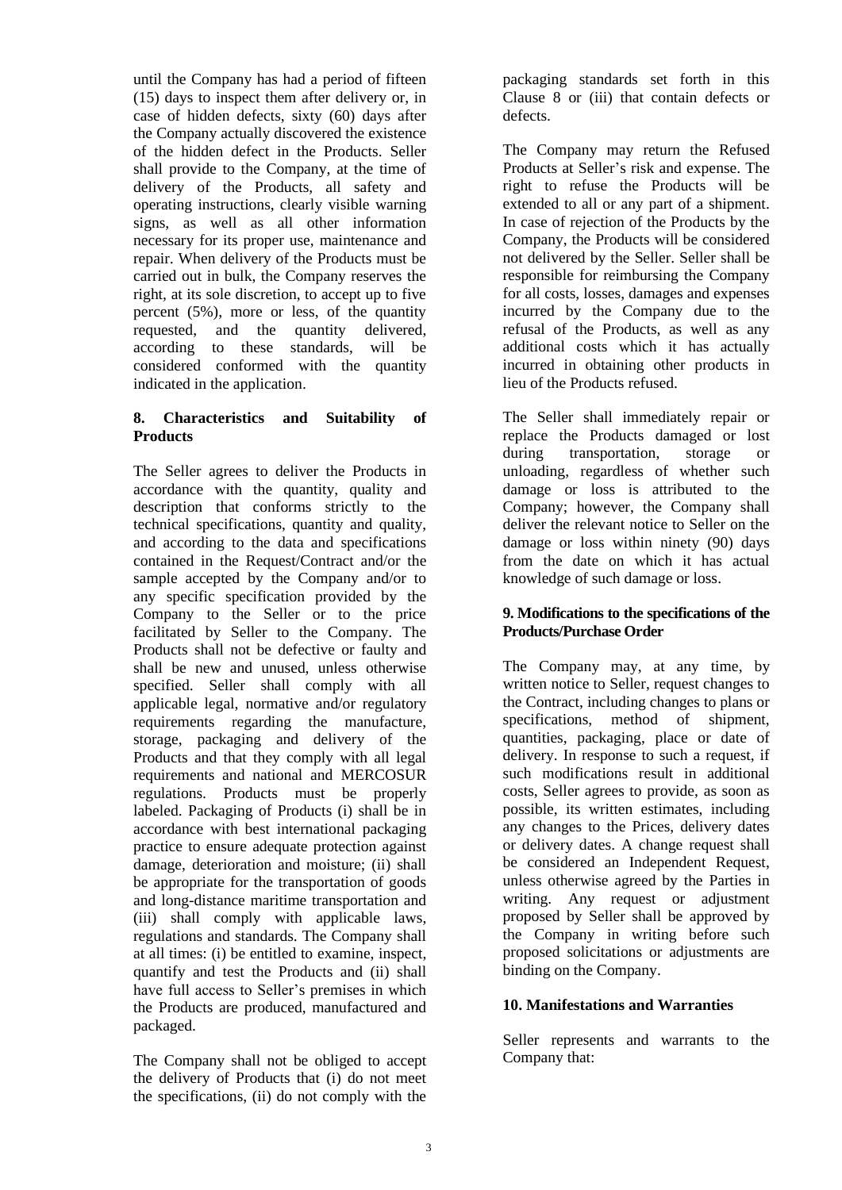until the Company has had a period of fifteen (15) days to inspect them after delivery or, in case of hidden defects, sixty (60) days after the Company actually discovered the existence of the hidden defect in the Products. Seller shall provide to the Company, at the time of delivery of the Products, all safety and operating instructions, clearly visible warning signs, as well as all other information necessary for its proper use, maintenance and repair. When delivery of the Products must be carried out in bulk, the Company reserves the right, at its sole discretion, to accept up to five percent (5%), more or less, of the quantity requested, and the quantity delivered, according to these standards, will be considered conformed with the quantity indicated in the application.

**8. Characteristics and Suitability of Products**

The Seller agrees to deliver the Products in accordance with the quantity, quality and description that conforms strictly to the technical specifications, quantity and quality, and according to the data and specifications contained in the Request/Contract and/or the sample accepted by the Company and/or to any specific specification provided by the Company to the Seller or to the price facilitated by Seller to the Company. The Products shall not be defective or faulty and shall be new and unused, unless otherwise specified. Seller shall comply with all applicable legal, normative and/or regulatory requirements regarding the manufacture, storage, packaging and delivery of the Products and that they comply with all legal requirements and national and MERCOSUR regulations. Products must be properly labeled. Packaging of Products (i) shall be in accordance with best international packaging practice to ensure adequate protection against damage, deterioration and moisture; (ii) shall be appropriate for the transportation of goods and long-distance maritime transportation and (iii) shall comply with applicable laws, regulations and standards. The Company shall at all times: (i) be entitled to examine, inspect, quantify and test the Products and (ii) shall have full access to Seller's premises in which the Products are produced, manufactured and packaged.

The Company shall not be obliged to accept the delivery of Products that (i) do not meet the specifications, (ii) do not comply with the packaging standards set forth in this Clause 8 or (iii) that contain defects or defects.

The Company may return the Refused Products at Seller's risk and expense. The right to refuse the Products will be extended to all or any part of a shipment. In case of rejection of the Products by the Company, the Products will be considered not delivered by the Seller. Seller shall be responsible for reimbursing the Company for all costs, losses, damages and expenses incurred by the Company due to the refusal of the Products, as well as any additional costs which it has actually incurred in obtaining other products in lieu of the Products refused.

The Seller shall immediately repair or replace the Products damaged or lost during transportation, storage or unloading, regardless of whether such damage or loss is attributed to the Company; however, the Company shall deliver the relevant notice to Seller on the damage or loss within ninety (90) days from the date on which it has actual knowledge of such damage or loss.

**9. Modifications to the specifications of the Products/Purchase Order**

The Company may, at any time, by written notice to Seller, request changes to the Contract, including changes to plans or specifications, method of shipment, quantities, packaging, place or date of delivery. In response to such a request, if such modifications result in additional costs, Seller agrees to provide, as soon as possible, its written estimates, including any changes to the Prices, delivery dates or delivery dates. A change request shall be considered an Independent Request, unless otherwise agreed by the Parties in writing. Any request or adjustment proposed by Seller shall be approved by the Company in writing before such proposed solicitations or adjustments are binding on the Company.

**10. Manifestations and Warranties**

Seller represents and warrants to the Company that: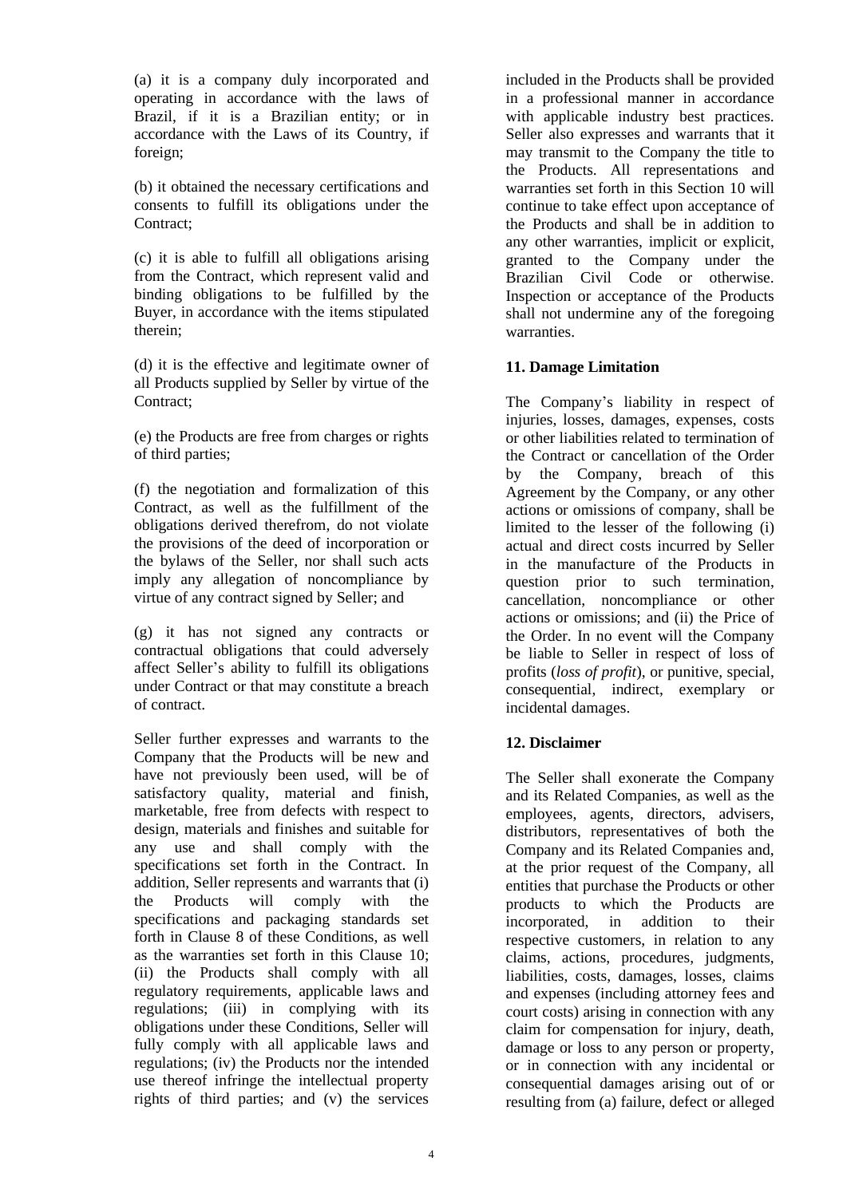(a) it is a company duly incorporated and operating in accordance with the laws of Brazil, if it is a Brazilian entity; or in accordance with the Laws of its Country, if foreign;

(b) it obtained the necessary certifications and consents to fulfill its obligations under the Contract;

(c) it is able to fulfill all obligations arising from the Contract, which represent valid and binding obligations to be fulfilled by the Buyer, in accordance with the items stipulated therein;

(d) it is the effective and legitimate owner of all Products supplied by Seller by virtue of the Contract;

(e) the Products are free from charges or rights of third parties;

(f) the negotiation and formalization of this Contract, as well as the fulfillment of the obligations derived therefrom, do not violate the provisions of the deed of incorporation or the bylaws of the Seller, nor shall such acts imply any allegation of noncompliance by virtue of any contract signed by Seller; and

(g) it has not signed any contracts or contractual obligations that could adversely affect Seller's ability to fulfill its obligations under Contract or that may constitute a breach of contract.

Seller further expresses and warrants to the Company that the Products will be new and have not previously been used, will be of satisfactory quality, material and finish, marketable, free from defects with respect to design, materials and finishes and suitable for any use and shall comply with the specifications set forth in the Contract. In addition, Seller represents and warrants that (i) the Products will comply with the specifications and packaging standards set forth in Clause 8 of these Conditions, as well as the warranties set forth in this Clause 10; (ii) the Products shall comply with all regulatory requirements, applicable laws and regulations; (iii) in complying with its obligations under these Conditions, Seller will fully comply with all applicable laws and regulations; (iv) the Products nor the intended use thereof infringe the intellectual property rights of third parties; and (v) the services included in the Products shall be provided in a professional manner in accordance with applicable industry best practices. Seller also expresses and warrants that it may transmit to the Company the title to the Products. All representations and warranties set forth in this Section 10 will continue to take effect upon acceptance of the Products and shall be in addition to any other warranties, implicit or explicit, granted to the Company under the Brazilian Civil Code or otherwise. Inspection or acceptance of the Products shall not undermine any of the foregoing warranties.

**11. Damage Limitation**

The Company's liability in respect of injuries, losses, damages, expenses, costs or other liabilities related to termination of the Contract or cancellation of the Order by the Company, breach of this Agreement by the Company, or any other actions or omissions of company, shall be limited to the lesser of the following (i) actual and direct costs incurred by Seller in the manufacture of the Products in question prior to such termination, cancellation, noncompliance or other actions or omissions; and (ii) the Price of the Order. In no event will the Company be liable to Seller in respect of loss of profits (*loss of profit*), or punitive, special, consequential, indirect, exemplary or incidental damages.

**12. Disclaimer**

The Seller shall exonerate the Company and its Related Companies, as well as the employees, agents, directors, advisers, distributors, representatives of both the Company and its Related Companies and, at the prior request of the Company, all entities that purchase the Products or other products to which the Products are incorporated, in addition to their respective customers, in relation to any claims, actions, procedures, judgments, liabilities, costs, damages, losses, claims and expenses (including attorney fees and court costs) arising in connection with any claim for compensation for injury, death, damage or loss to any person or property, or in connection with any incidental or consequential damages arising out of or resulting from (a) failure, defect or alleged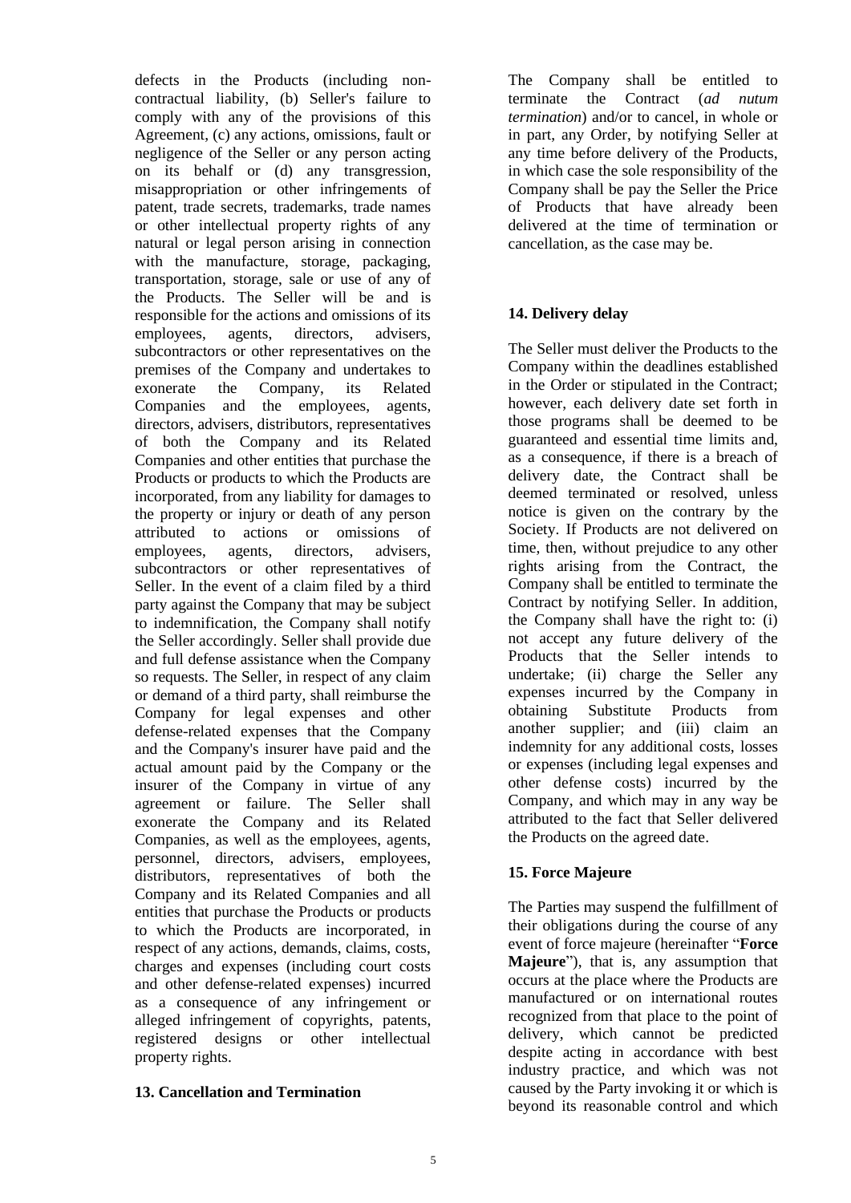defects in the Products (including non-contractual liability, (b) Seller's failure to comply with any of the provisions of this Agreement, (c) any actions, omissions, fault or negligence of the Seller or any person acting on its behalf or (d) any transgression, misappropriation or other infringements of patent, trade secrets, trademarks, trade names or other intellectual property rights of any natural or legal person arising in connection with the manufacture, storage, packaging, transportation, storage, sale or use of any of the Products. The Seller will be and is responsible for the actions and omissions of its employees, agents, directors, advisers, subcontractors or other representatives on the premises of the Company and undertakes to exonerate the Company, its Related Companies and the employees, agents, directors, advisers, distributors, representatives of both the Company and its Related Companies and other entities that purchase the Products or products to which the Products are incorporated, from any liability for damages to the property or injury or death of any person attributed to actions or omissions of employees, agents, directors, advisers, subcontractors or other representatives of Seller. In the event of a claim filed by a third party against the Company that may be subject to indemnification, the Company shall notify the Seller accordingly. Seller shall provide due and full defense assistance when the Company so requests. The Seller, in respect of any claim or demand of a third party, shall reimburse the Company for legal expenses and other defense-related expenses that the Company and the Company's insurer have paid and the actual amount paid by the Company or the insurer of the Company in virtue of any agreement or failure. The Seller shall exonerate the Company and its Related Companies, as well as the employees, agents, personnel, directors, advisers, employees, distributors, representatives of both the Company and its Related Companies and all entities that purchase the Products or products to which the Products are incorporated, in respect of any actions, demands, claims, costs, charges and expenses (including court costs and other defense-related expenses) incurred as a consequence of any infringement or alleged infringement of copyrights, patents, registered designs or other intellectual property rights.

## 13. Cancellation and Termination

The Company shall be entitled to terminate the Contract (*ad nutum termination*) and/or to cancel, in whole or in part, any Order, by notifying Seller at any time before delivery of the Products, in which case the sole responsibility of the Company shall be pay the Seller the Price of Products that have already been delivered at the time of termination or cancellation, as the case may be.

## 14. Delivery delay

The Seller must deliver the Products to the Company within the deadlines established in the Order or stipulated in the Contract; however, each delivery date set forth in those programs shall be deemed to be guaranteed and essential time limits and, as a consequence, if there is a breach of delivery date, the Contract shall be deemed terminated or resolved, unless notice is given on the contrary by the Society. If Products are not delivered on time, then, without prejudice to any other rights arising from the Contract, the Company shall be entitled to terminate the Contract by notifying Seller. In addition, the Company shall have the right to: (i) not accept any future delivery of the Products that the Seller intends to undertake; (ii) charge the Seller any expenses incurred by the Company in obtaining Substitute Products from another supplier; and (iii) claim an indemnity for any additional costs, losses or expenses (including legal expenses and other defense costs) incurred by the Company, and which may in any way be attributed to the fact that Seller delivered the Products on the agreed date.

## 15. Force Majeure

The Parties may suspend the fulfillment of their obligations during the course of any event of force majeure (hereinafter "**Force Majeure**"), that is, any assumption that occurs at the place where the Products are manufactured or on international routes recognized from that place to the point of delivery, which cannot be predicted despite acting in accordance with best industry practice, and which was not caused by the Party invoking it or which is beyond its reasonable control and which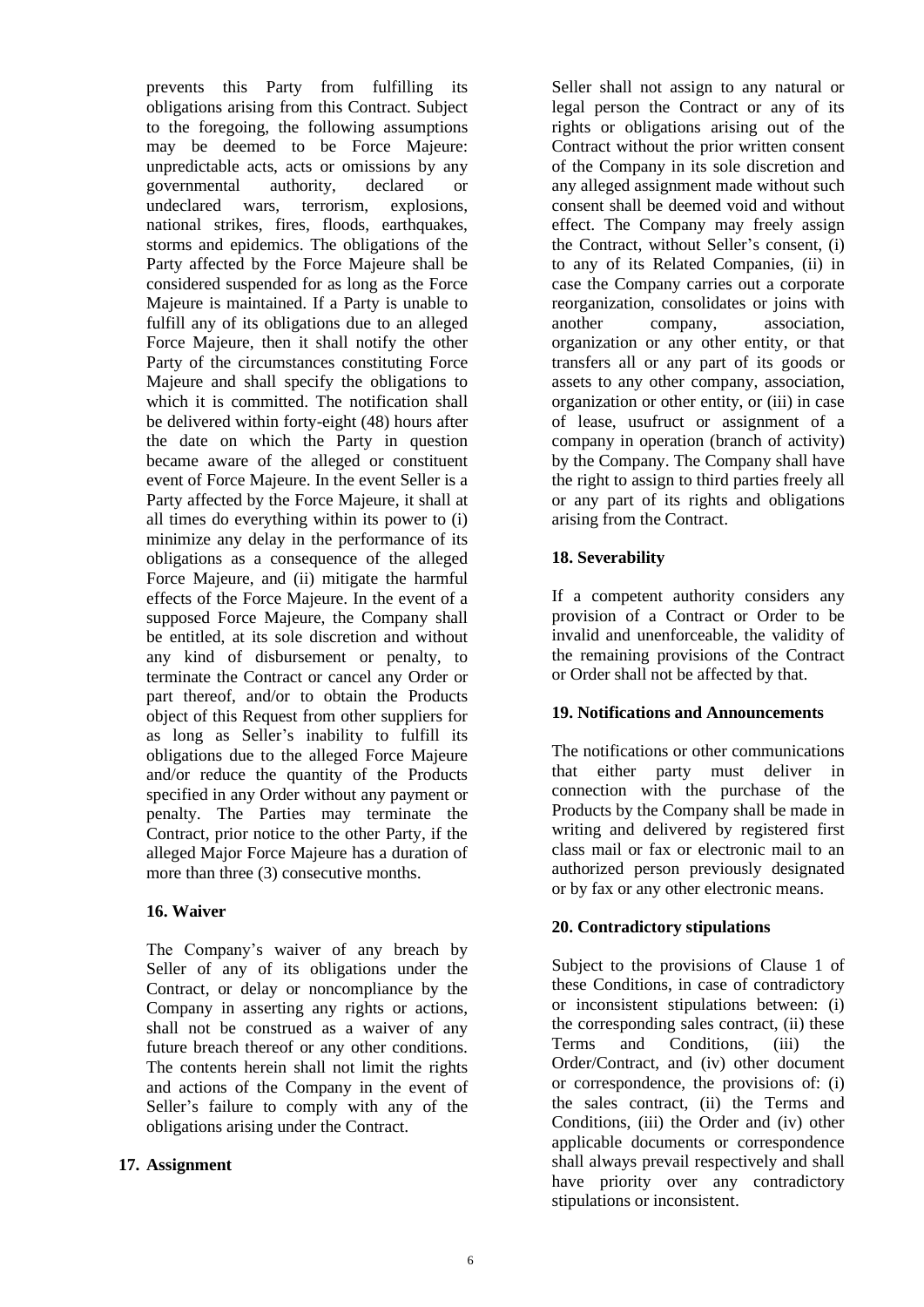prevents this Party from fulfilling its obligations arising from this Contract. Subject to the foregoing, the following assumptions may be deemed to be Force Majeure: unpredictable acts, acts or omissions by any governmental authority, declared or undeclared wars, terrorism, explosions, national strikes, fires, floods, earthquakes, storms and epidemics. The obligations of the Party affected by the Force Majeure shall be considered suspended for as long as the Force Majeure is maintained. If a Party is unable to fulfill any of its obligations due to an alleged Force Majeure, then it shall notify the other Party of the circumstances constituting Force Majeure and shall specify the obligations to which it is committed. The notification shall be delivered within forty-eight (48) hours after the date on which the Party in question became aware of the alleged or constituent event of Force Majeure. In the event Seller is a Party affected by the Force Majeure, it shall at all times do everything within its power to (i) minimize any delay in the performance of its obligations as a consequence of the alleged Force Majeure, and (ii) mitigate the harmful effects of the Force Majeure. In the event of a supposed Force Majeure, the Company shall be entitled, at its sole discretion and without any kind of disbursement or penalty, to terminate the Contract or cancel any Order or part thereof, and/or to obtain the Products object of this Request from other suppliers for as long as Seller's inability to fulfill its obligations due to the alleged Force Majeure and/or reduce the quantity of the Products specified in any Order without any payment or penalty. The Parties may terminate the Contract, prior notice to the other Party, if the alleged Major Force Majeure has a duration of more than three (3) consecutive months.

**16. Waiver**

The Company's waiver of any breach by Seller of any of its obligations under the Contract, or delay or noncompliance by the Company in asserting any rights or actions, shall not be construed as a waiver of any future breach thereof or any other conditions. The contents herein shall not limit the rights and actions of the Company in the event of Seller's failure to comply with any of the obligations arising under the Contract.

**17. Assignment**

Seller shall not assign to any natural or legal person the Contract or any of its rights or obligations arising out of the Contract without the prior written consent of the Company in its sole discretion and any alleged assignment made without such consent shall be deemed void and without effect. The Company may freely assign the Contract, without Seller's consent, (i) to any of its Related Companies, (ii) in case the Company carries out a corporate reorganization, consolidates or joins with another company, association, organization or any other entity, or that transfers all or any part of its goods or assets to any other company, association, organization or other entity, or (iii) in case of lease, usufruct or assignment of a company in operation (branch of activity) by the Company. The Company shall have the right to assign to third parties freely all or any part of its rights and obligations arising from the Contract.

**18. Severability**

If a competent authority considers any provision of a Contract or Order to be invalid and unenforceable, the validity of the remaining provisions of the Contract or Order shall not be affected by that.

**19. Notifications and Announcements**

The notifications or other communications that either party must deliver in connection with the purchase of the Products by the Company shall be made in writing and delivered by registered first class mail or fax or electronic mail to an authorized person previously designated or by fax or any other electronic means.

**20. Contradictory stipulations**

Subject to the provisions of Clause 1 of these Conditions, in case of contradictory or inconsistent stipulations between: (i) the corresponding sales contract, (ii) these Terms and Conditions, (iii) the Order/Contract, and (iv) other document or correspondence, the provisions of: (i) the sales contract, (ii) the Terms and Conditions, (iii) the Order and (iv) other applicable documents or correspondence shall always prevail respectively and shall have priority over any contradictory stipulations or inconsistent.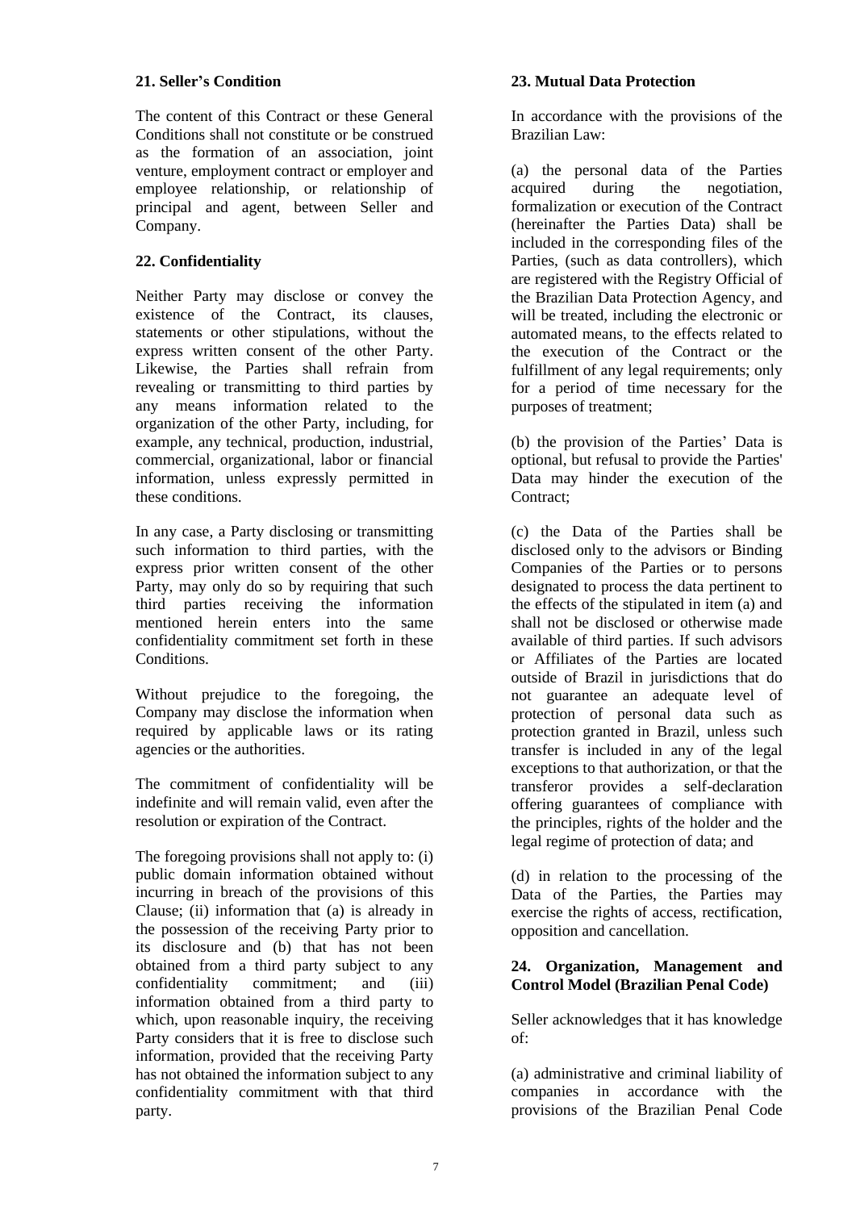**21. Seller's Condition**

The content of this Contract or these General Conditions shall not constitute or be construed as the formation of an association, joint venture, employment contract or employer and employee relationship, or relationship of principal and agent, between Seller and Company.

**22. Confidentiality**

Neither Party may disclose or convey the existence of the Contract, its clauses, statements or other stipulations, without the express written consent of the other Party. Likewise, the Parties shall refrain from revealing or transmitting to third parties by any means information related to the organization of the other Party, including, for example, any technical, production, industrial, commercial, organizational, labor or financial information, unless expressly permitted in these conditions.

In any case, a Party disclosing or transmitting such information to third parties, with the express prior written consent of the other Party, may only do so by requiring that such third parties receiving the information mentioned herein enters into the same confidentiality commitment set forth in these Conditions.

Without prejudice to the foregoing, the Company may disclose the information when required by applicable laws or its rating agencies or the authorities.

The commitment of confidentiality will be indefinite and will remain valid, even after the resolution or expiration of the Contract.

The foregoing provisions shall not apply to: (i) public domain information obtained without incurring in breach of the provisions of this Clause; (ii) information that (a) is already in the possession of the receiving Party prior to its disclosure and (b) that has not been obtained from a third party subject to any confidentiality commitment; and (iii) information obtained from a third party to which, upon reasonable inquiry, the receiving Party considers that it is free to disclose such information, provided that the receiving Party has not obtained the information subject to any confidentiality commitment with that third party.

**23. Mutual Data Protection**

In accordance with the provisions of the Brazilian Law:

(a) the personal data of the Parties acquired during the negotiation, formalization or execution of the Contract (hereinafter the Parties Data) shall be included in the corresponding files of the Parties, (such as data controllers), which are registered with the Registry Official of the Brazilian Data Protection Agency, and will be treated, including the electronic or automated means, to the effects related to the execution of the Contract or the fulfillment of any legal requirements; only for a period of time necessary for the purposes of treatment;

(b) the provision of the Parties' Data is optional, but refusal to provide the Parties' Data may hinder the execution of the Contract;

(c) the Data of the Parties shall be disclosed only to the advisors or Binding Companies of the Parties or to persons designated to process the data pertinent to the effects of the stipulated in item (a) and shall not be disclosed or otherwise made available of third parties. If such advisors or Affiliates of the Parties are located outside of Brazil in jurisdictions that do not guarantee an adequate level of protection of personal data such as protection granted in Brazil, unless such transfer is included in any of the legal exceptions to that authorization, or that the transferor provides a self-declaration offering guarantees of compliance with the principles, rights of the holder and the legal regime of protection of data; and

(d) in relation to the processing of the Data of the Parties, the Parties may exercise the rights of access, rectification, opposition and cancellation.

**24. Organization, Management and Control Model (Brazilian Penal Code)**

Seller acknowledges that it has knowledge of:

(a) administrative and criminal liability of companies in accordance with the provisions of the Brazilian Penal Code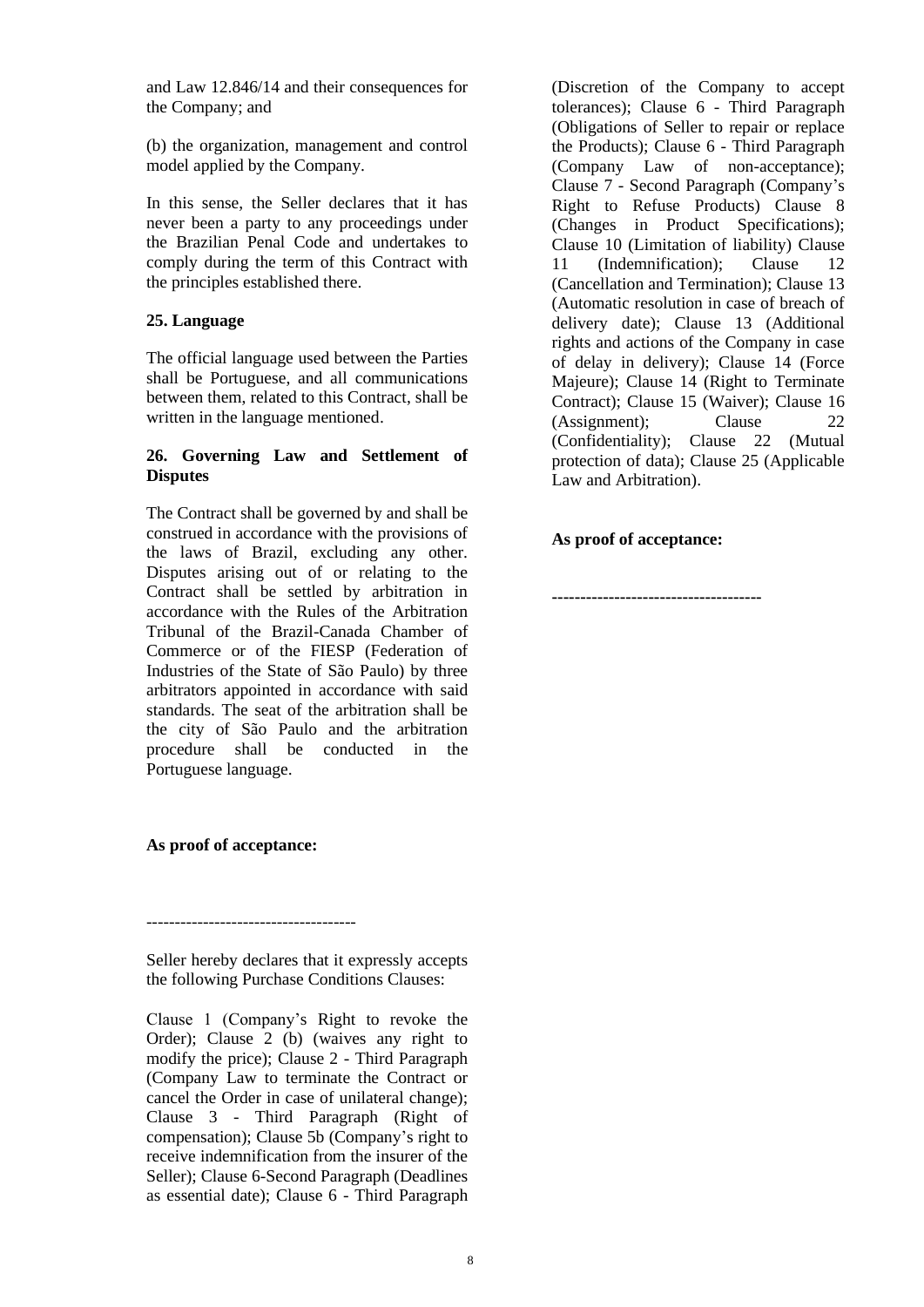and Law 12.846/14 and their consequences for the Company; and

(b) the organization, management and control model applied by the Company.

In this sense, the Seller declares that it has never been a party to any proceedings under the Brazilian Penal Code and undertakes to comply during the term of this Contract with the principles established there.

**25. Language**

The official language used between the Parties shall be Portuguese, and all communications between them, related to this Contract, shall be written in the language mentioned.

**26. Governing Law and Settlement of Disputes**

The Contract shall be governed by and shall be construed in accordance with the provisions of the laws of Brazil, excluding any other. Disputes arising out of or relating to the Contract shall be settled by arbitration in accordance with the Rules of the Arbitration Tribunal of the Brazil-Canada Chamber of Commerce or of the FIESP (Federation of Industries of the State of São Paulo) by three arbitrators appointed in accordance with said standards. The seat of the arbitration shall be the city of São Paulo and the arbitration procedure shall be conducted in the Portuguese language.

**As proof of acceptance:**

-------------------------------------

Seller hereby declares that it expressly accepts the following Purchase Conditions Clauses:

Clause 1 (Company's Right to revoke the Order); Clause 2 (b) (waives any right to modify the price); Clause 2 - Third Paragraph (Company Law to terminate the Contract or cancel the Order in case of unilateral change); Clause 3 - Third Paragraph (Right of compensation); Clause 5b (Company's right to receive indemnification from the insurer of the Seller); Clause 6-Second Paragraph (Deadlines as essential date); Clause 6 - Third Paragraph (Discretion of the Company to accept tolerances); Clause 6 - Third Paragraph (Obligations of Seller to repair or replace the Products); Clause 6 - Third Paragraph (Company Law of non-acceptance); Clause 7 - Second Paragraph (Company's Right to Refuse Products) Clause 8 (Changes in Product Specifications); Clause 10 (Limitation of liability) Clause 11 (Indemnification); Clause 12 (Cancellation and Termination); Clause 13 (Automatic resolution in case of breach of delivery date); Clause 13 (Additional rights and actions of the Company in case of delay in delivery); Clause 14 (Force Majeure); Clause 14 (Right to Terminate Contract); Clause 15 (Waiver); Clause 16 (Assignment); Clause 22 (Confidentiality); Clause 22 (Mutual protection of data); Clause 25 (Applicable Law and Arbitration).

**As proof of acceptance:**

-------------------------------------